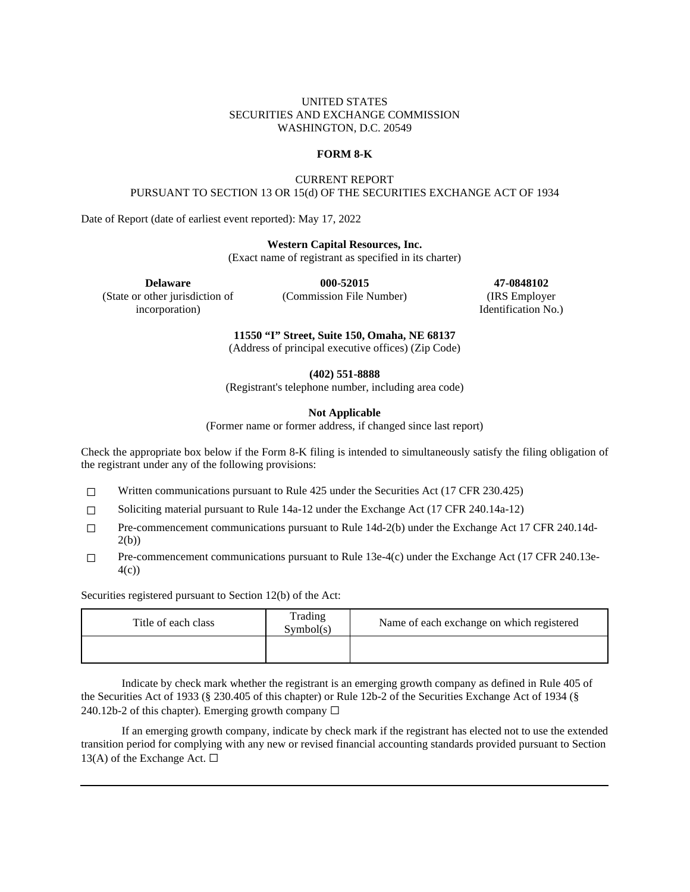UNITED STATES
SECURITIES AND EXCHANGE COMMISSION
WASHINGTON, D.C. 20549

**FORM 8-K**

CURRENT REPORT
PURSUANT TO SECTION 13 OR 15(d) OF THE SECURITIES EXCHANGE ACT OF 1934

Date of Report (date of earliest event reported): May 17, 2022

**Western Capital Resources, Inc.**
(Exact name of registrant as specified in its charter)

| **Delaware** | **000-52015** | **47-0848102** |
|---|---|---|
| (State or other jurisdiction of incorporation) | (Commission File Number) | (IRS Employer Identification No.) |

**11550 "I" Street, Suite 150, Omaha, NE 68137**
(Address of principal executive offices) (Zip Code)

**(402) 551-8888**
(Registrant's telephone number, including area code)

**Not Applicable**
(Former name or former address, if changed since last report)

Check the appropriate box below if the Form 8-K filing is intended to simultaneously satisfy the filing obligation of the registrant under any of the following provisions:

- ☐ Written communications pursuant to Rule 425 under the Securities Act (17 CFR 230.425)
- ☐ Soliciting material pursuant to Rule 14a-12 under the Exchange Act (17 CFR 240.14a-12)
- ☐ Pre-commencement communications pursuant to Rule 14d-2(b) under the Exchange Act 17 CFR 240.14d-2(b))
- ☐ Pre-commencement communications pursuant to Rule 13e-4(c) under the Exchange Act (17 CFR 240.13e-4(c))

Securities registered pursuant to Section 12(b) of the Act:

| Title of each class | Trading Symbol(s) | Name of each exchange on which registered |
|---|---|---|
| | | |

Indicate by check mark whether the registrant is an emerging growth company as defined in Rule 405 of the Securities Act of 1933 (§ 230.405 of this chapter) or Rule 12b-2 of the Securities Exchange Act of 1934 (§ 240.12b-2 of this chapter). Emerging growth company ☐

If an emerging growth company, indicate by check mark if the registrant has elected not to use the extended transition period for complying with any new or revised financial accounting standards provided pursuant to Section 13(A) of the Exchange Act. ☐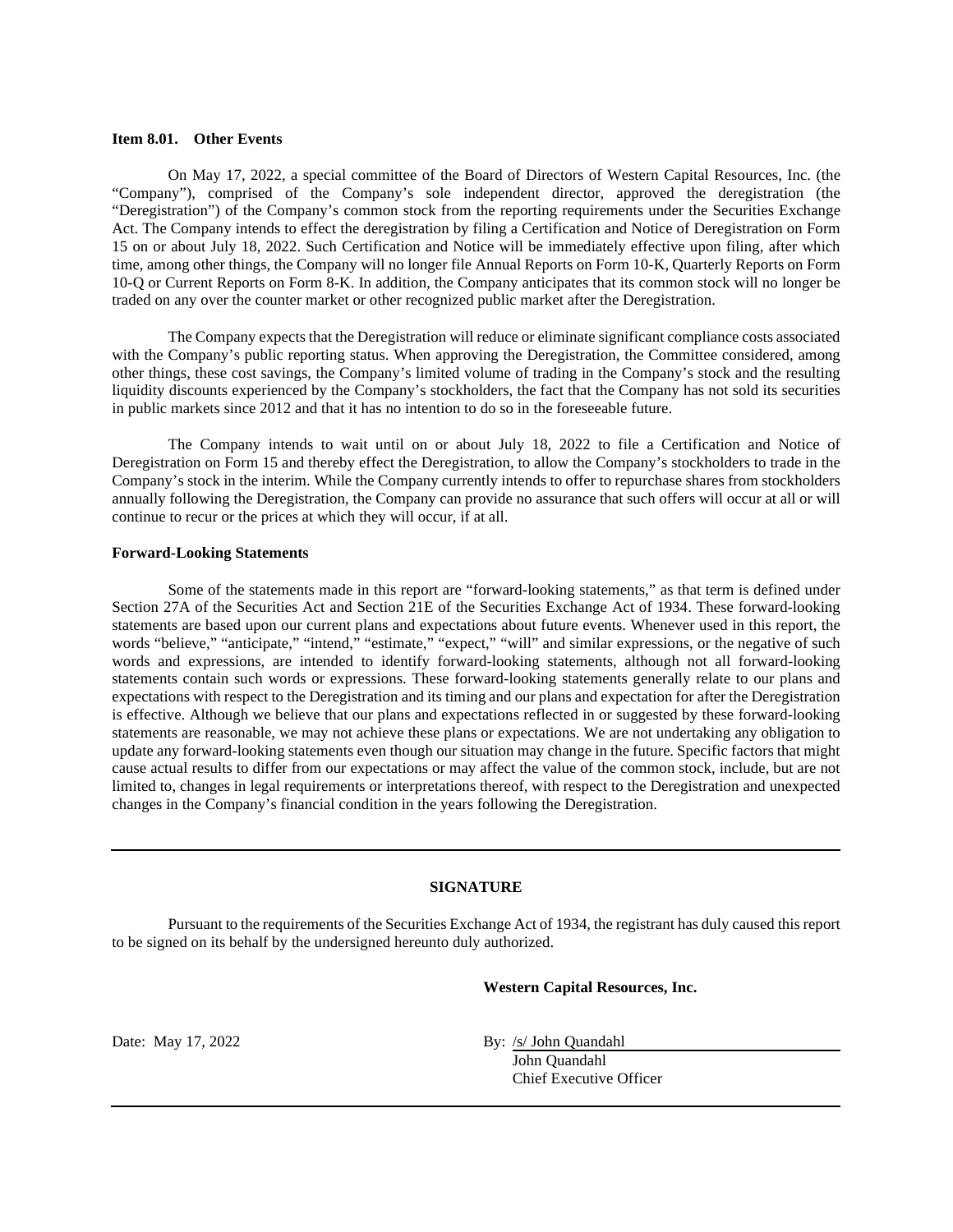**Item 8.01. Other Events**

On May 17, 2022, a special committee of the Board of Directors of Western Capital Resources, Inc. (the "Company"), comprised of the Company's sole independent director, approved the deregistration (the "Deregistration") of the Company's common stock from the reporting requirements under the Securities Exchange Act. The Company intends to effect the deregistration by filing a Certification and Notice of Deregistration on Form 15 on or about July 18, 2022. Such Certification and Notice will be immediately effective upon filing, after which time, among other things, the Company will no longer file Annual Reports on Form 10-K, Quarterly Reports on Form 10-Q or Current Reports on Form 8-K. In addition, the Company anticipates that its common stock will no longer be traded on any over the counter market or other recognized public market after the Deregistration.

The Company expects that the Deregistration will reduce or eliminate significant compliance costs associated with the Company's public reporting status. When approving the Deregistration, the Committee considered, among other things, these cost savings, the Company's limited volume of trading in the Company's stock and the resulting liquidity discounts experienced by the Company's stockholders, the fact that the Company has not sold its securities in public markets since 2012 and that it has no intention to do so in the foreseeable future.

The Company intends to wait until on or about July 18, 2022 to file a Certification and Notice of Deregistration on Form 15 and thereby effect the Deregistration, to allow the Company's stockholders to trade in the Company's stock in the interim. While the Company currently intends to offer to repurchase shares from stockholders annually following the Deregistration, the Company can provide no assurance that such offers will occur at all or will continue to recur or the prices at which they will occur, if at all.

**Forward-Looking Statements**

Some of the statements made in this report are "forward-looking statements," as that term is defined under Section 27A of the Securities Act and Section 21E of the Securities Exchange Act of 1934. These forward-looking statements are based upon our current plans and expectations about future events. Whenever used in this report, the words "believe," "anticipate," "intend," "estimate," "expect," "will" and similar expressions, or the negative of such words and expressions, are intended to identify forward-looking statements, although not all forward-looking statements contain such words or expressions. These forward-looking statements generally relate to our plans and expectations with respect to the Deregistration and its timing and our plans and expectation for after the Deregistration is effective. Although we believe that our plans and expectations reflected in or suggested by these forward-looking statements are reasonable, we may not achieve these plans or expectations. We are not undertaking any obligation to update any forward-looking statements even though our situation may change in the future. Specific factors that might cause actual results to differ from our expectations or may affect the value of the common stock, include, but are not limited to, changes in legal requirements or interpretations thereof, with respect to the Deregistration and unexpected changes in the Company's financial condition in the years following the Deregistration.

**SIGNATURE**

Pursuant to the requirements of the Securities Exchange Act of 1934, the registrant has duly caused this report to be signed on its behalf by the undersigned hereunto duly authorized.

**Western Capital Resources, Inc.**

Date: May 17, 2022

By: /s/ John Quandahl
John Quandahl
Chief Executive Officer